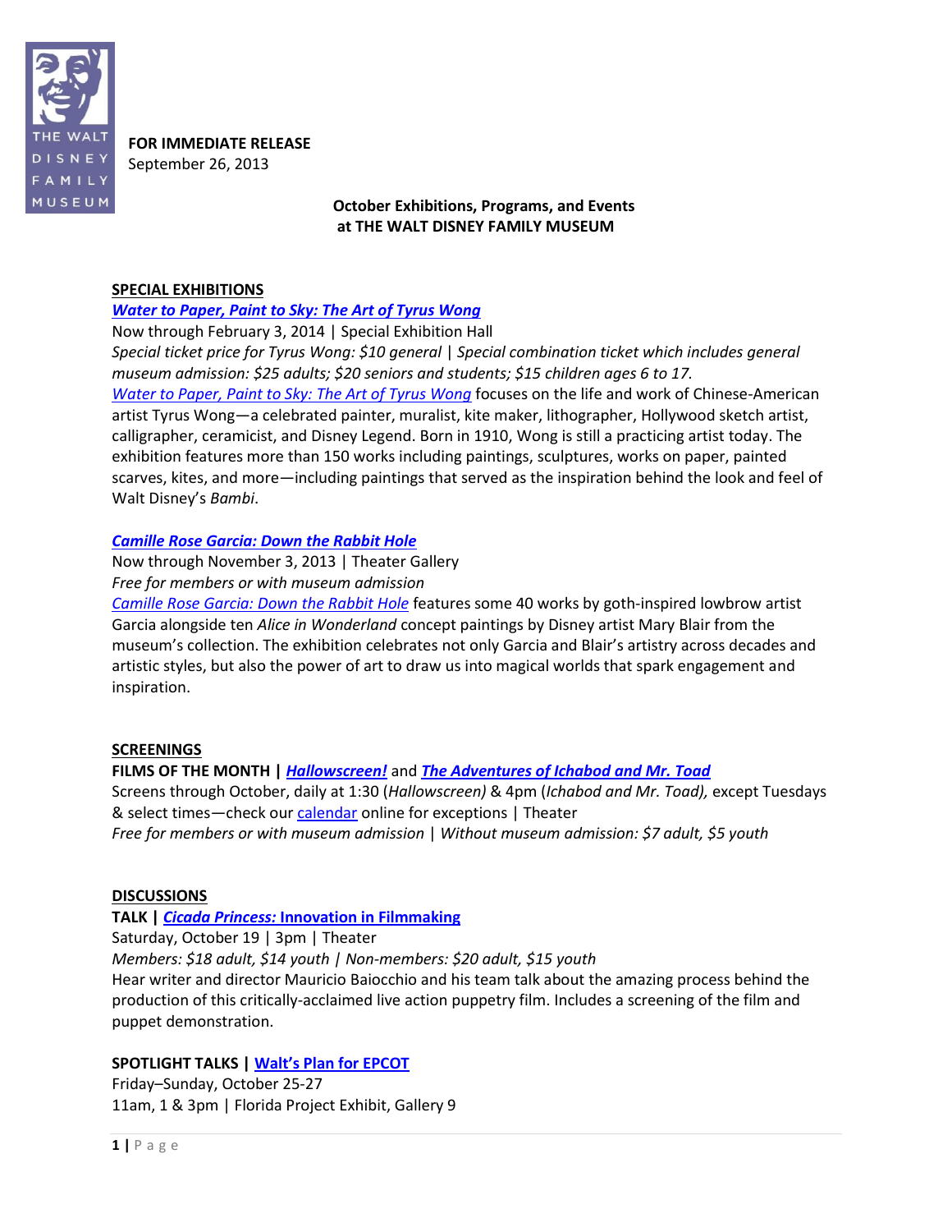THE WALT DISNEY FAMILY MUSEUM

**FOR IMMEDIATE RELEASE**
September 26, 2013

**October Exhibitions, Programs, and Events at THE WALT DISNEY FAMILY MUSEUM**

## SPECIAL EXHIBITIONS

### *Water to Paper, Paint to Sky: The Art of Tyrus Wong*

Now through February 3, 2014 | Special Exhibition Hall

*Special ticket price for Tyrus Wong: $10 general | Special combination ticket which includes general museum admission: $25 adults; $20 seniors and students; $15 children ages 6 to 17.*

*Water to Paper, Paint to Sky: The Art of Tyrus Wong* focuses on the life and work of Chinese-American artist Tyrus Wong—a celebrated painter, muralist, kite maker, lithographer, Hollywood sketch artist, calligrapher, ceramicist, and Disney Legend. Born in 1910, Wong is still a practicing artist today. The exhibition features more than 150 works including paintings, sculptures, works on paper, painted scarves, kites, and more—including paintings that served as the inspiration behind the look and feel of Walt Disney's *Bambi*.

### *Camille Rose Garcia: Down the Rabbit Hole*

Now through November 3, 2013 | Theater Gallery

*Free for members or with museum admission*

*Camille Rose Garcia: Down the Rabbit Hole* features some 40 works by goth-inspired lowbrow artist Garcia alongside ten *Alice in Wonderland* concept paintings by Disney artist Mary Blair from the museum's collection. The exhibition celebrates not only Garcia and Blair's artistry across decades and artistic styles, but also the power of art to draw us into magical worlds that spark engagement and inspiration.

## SCREENINGS

**FILMS OF THE MONTH | *Hallowscreen!* and *The Adventures of Ichabod and Mr. Toad***

Screens through October, daily at 1:30 (*Hallowscreen*) & 4pm (*Ichabod and Mr. Toad),* except Tuesdays & select times—check our calendar online for exceptions | Theater

*Free for members or with museum admission | Without museum admission: $7 adult, $5 youth*

## DISCUSSIONS

**TALK | *Cicada Princess:* Innovation in Filmmaking**

Saturday, October 19 | 3pm | Theater

*Members: $18 adult, $14 youth | Non-members: $20 adult, $15 youth*

Hear writer and director Mauricio Baiocchio and his team talk about the amazing process behind the production of this critically-acclaimed live action puppetry film. Includes a screening of the film and puppet demonstration.

**SPOTLIGHT TALKS | Walt's Plan for EPCOT**

Friday–Sunday, October 25-27

11am, 1 & 3pm | Florida Project Exhibit, Gallery 9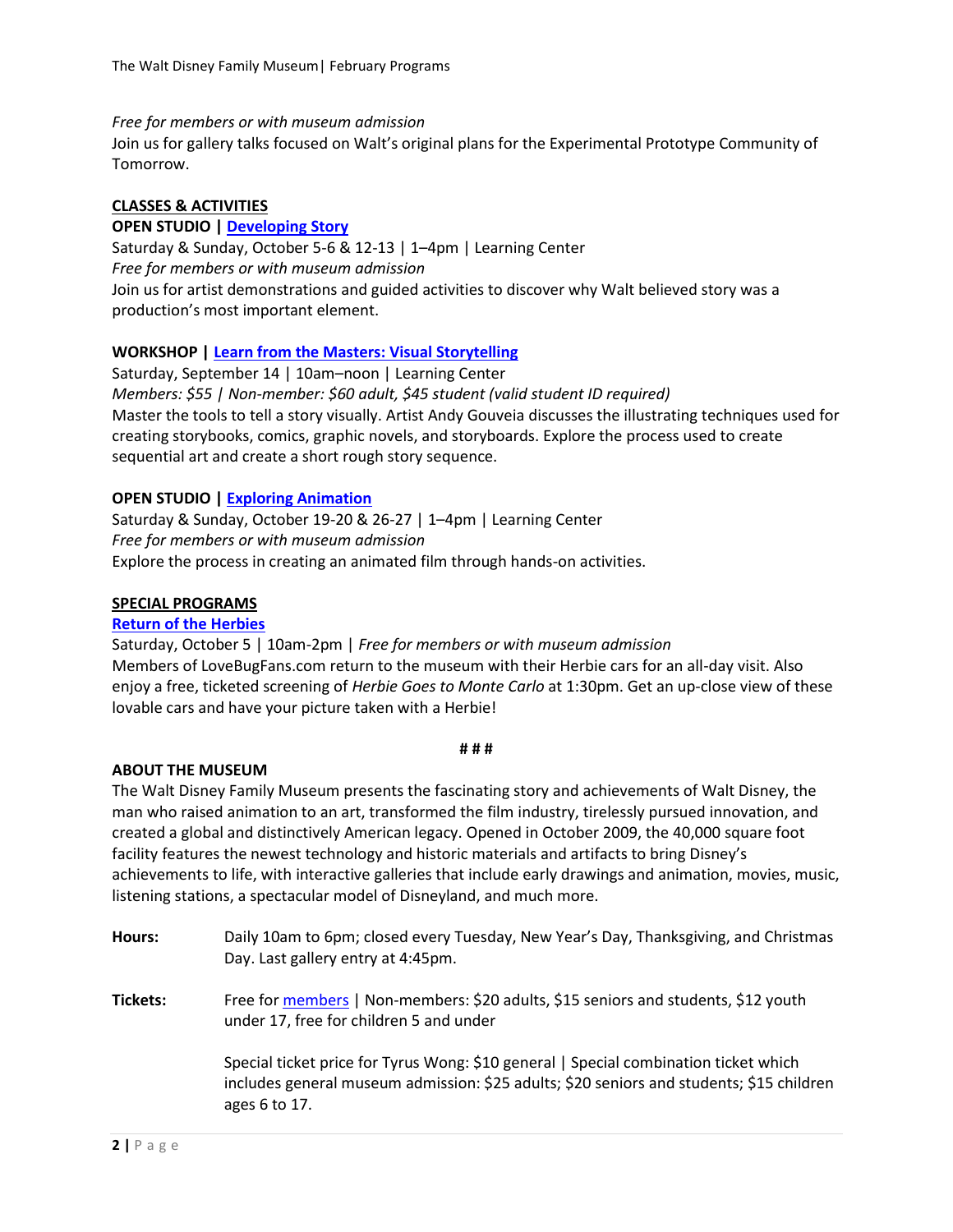*Free for members or with museum admission*
Join us for gallery talks focused on Walt's original plans for the Experimental Prototype Community of Tomorrow.

## CLASSES & ACTIVITIES

**OPEN STUDIO | Developing Story**
Saturday & Sunday, October 5-6 & 12-13 | 1–4pm | Learning Center
*Free for members or with museum admission*
Join us for artist demonstrations and guided activities to discover why Walt believed story was a production's most important element.

**WORKSHOP | Learn from the Masters: Visual Storytelling**
Saturday, September 14 | 10am–noon | Learning Center
*Members: $55 | Non-member: $60 adult, $45 student (valid student ID required)*
Master the tools to tell a story visually. Artist Andy Gouveia discusses the illustrating techniques used for creating storybooks, comics, graphic novels, and storyboards. Explore the process used to create sequential art and create a short rough story sequence.

**OPEN STUDIO | Exploring Animation**
Saturday & Sunday, October 19-20 & 26-27 | 1–4pm | Learning Center
*Free for members or with museum admission*
Explore the process in creating an animated film through hands-on activities.

## SPECIAL PROGRAMS

**Return of the Herbies**
Saturday, October 5 | 10am-2pm | *Free for members or with museum admission*
Members of LoveBugFans.com return to the museum with their Herbie cars for an all-day visit. Also enjoy a free, ticketed screening of *Herbie Goes to Monte Carlo* at 1:30pm. Get an up-close view of these lovable cars and have your picture taken with a Herbie!

# # #

## ABOUT THE MUSEUM

The Walt Disney Family Museum presents the fascinating story and achievements of Walt Disney, the man who raised animation to an art, transformed the film industry, tirelessly pursued innovation, and created a global and distinctively American legacy. Opened in October 2009, the 40,000 square foot facility features the newest technology and historic materials and artifacts to bring Disney's achievements to life, with interactive galleries that include early drawings and animation, movies, music, listening stations, a spectacular model of Disneyland, and much more.

**Hours:** Daily 10am to 6pm; closed every Tuesday, New Year's Day, Thanksgiving, and Christmas Day. Last gallery entry at 4:45pm.

**Tickets:** Free for members | Non-members: $20 adults, $15 seniors and students, $12 youth under 17, free for children 5 and under

Special ticket price for Tyrus Wong: $10 general | Special combination ticket which includes general museum admission: $25 adults; $20 seniors and students; $15 children ages 6 to 17.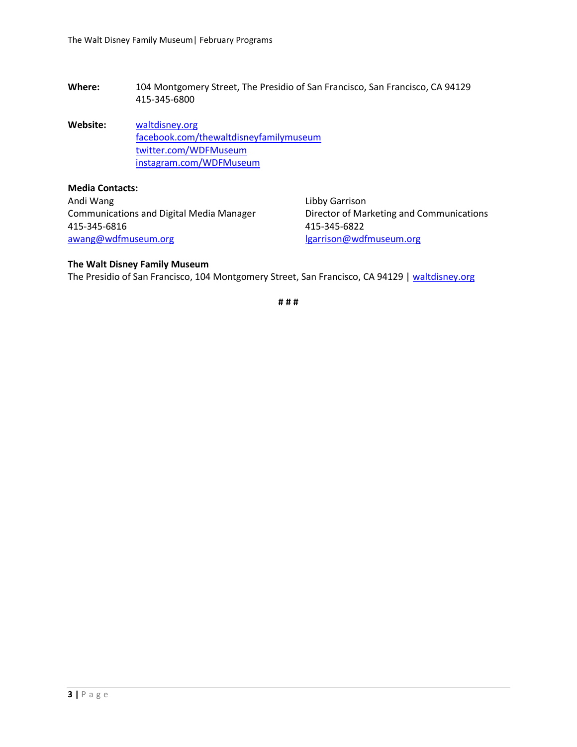**Where:** 104 Montgomery Street, The Presidio of San Francisco, San Francisco, CA 94129
415-345-6800

**Website:** waltdisney.org
facebook.com/thewaltdisneyfamilymuseum
twitter.com/WDFMuseum
instagram.com/WDFMuseum

**Media Contacts:**

Andi Wang
Communications and Digital Media Manager
415-345-6816
awang@wdfmuseum.org

Libby Garrison
Director of Marketing and Communications
415-345-6822
lgarrison@wdfmuseum.org

**The Walt Disney Family Museum**
The Presidio of San Francisco, 104 Montgomery Street, San Francisco, CA 94129 | waltdisney.org

# # #